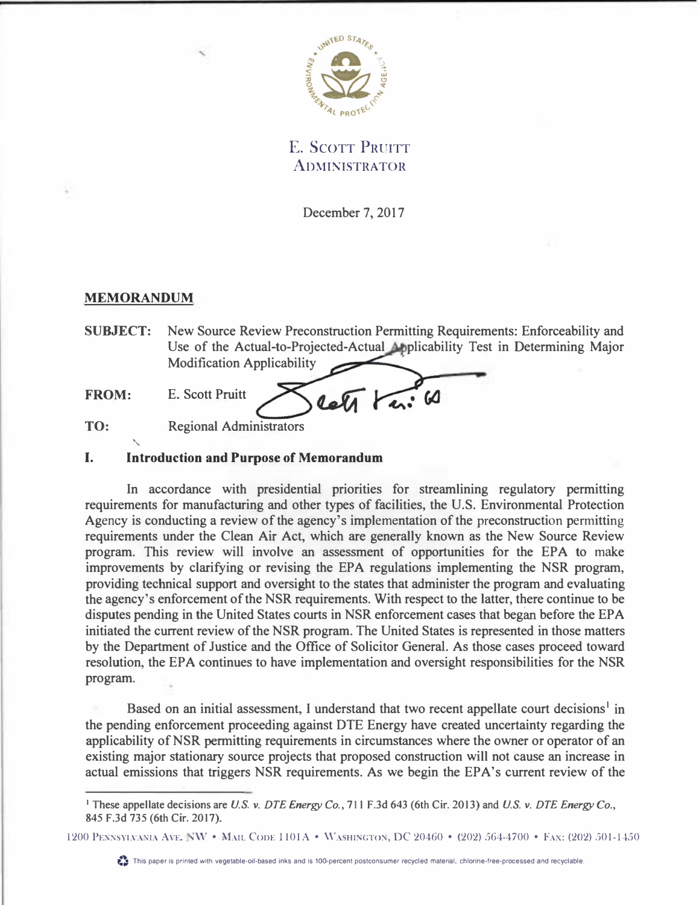E. Scott Pruitt
Administrator

December 7, 2017

**MEMORANDUM**

**SUBJECT:** New Source Review Preconstruction Permitting Requirements: Enforceability and Use of the Actual-to-Projected-Actual Applicability Test in Determining Major Modification Applicability

**FROM:** E. Scott Pruitt

**TO:** Regional Administrators

## I. Introduction and Purpose of Memorandum

In accordance with presidential priorities for streamlining regulatory permitting requirements for manufacturing and other types of facilities, the U.S. Environmental Protection Agency is conducting a review of the agency's implementation of the preconstruction permitting requirements under the Clean Air Act, which are generally known as the New Source Review program. This review will involve an assessment of opportunities for the EPA to make improvements by clarifying or revising the EPA regulations implementing the NSR program, providing technical support and oversight to the states that administer the program and evaluating the agency's enforcement of the NSR requirements. With respect to the latter, there continue to be disputes pending in the United States courts in NSR enforcement cases that began before the EPA initiated the current review of the NSR program. The United States is represented in those matters by the Department of Justice and the Office of Solicitor General. As those cases proceed toward resolution, the EPA continues to have implementation and oversight responsibilities for the NSR program.

Based on an initial assessment, I understand that two recent appellate court decisions[1] in the pending enforcement proceeding against DTE Energy have created uncertainty regarding the applicability of NSR permitting requirements in circumstances where the owner or operator of an existing major stationary source projects that proposed construction will not cause an increase in actual emissions that triggers NSR requirements. As we begin the EPA's current review of the

[1] These appellate decisions are *U.S. v. DTE Energy Co.*, 711 F.3d 643 (6th Cir. 2013) and *U.S. v. DTE Energy Co.*, 845 F.3d 735 (6th Cir. 2017).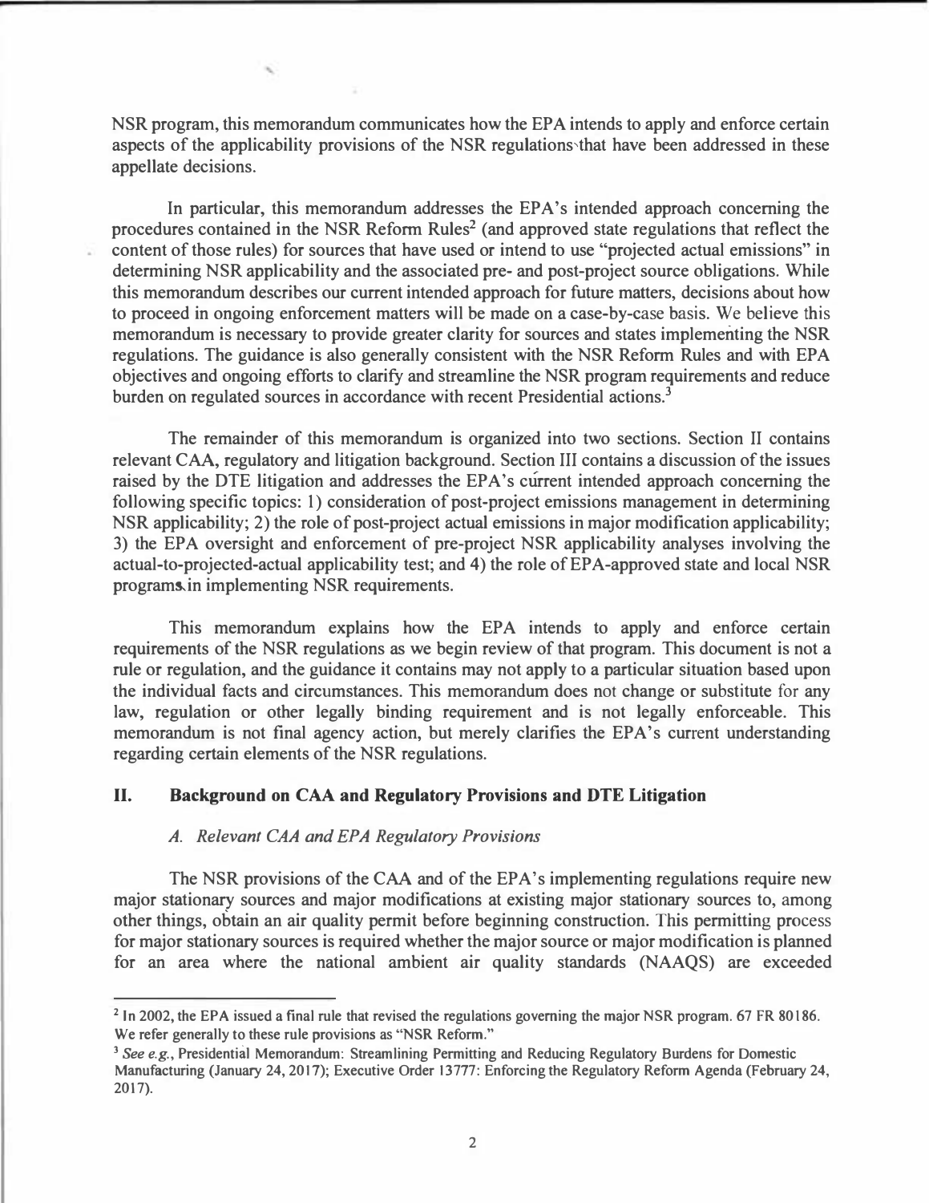NSR program, this memorandum communicates how the EPA intends to apply and enforce certain aspects of the applicability provisions of the NSR regulations that have been addressed in these appellate decisions.

In particular, this memorandum addresses the EPA's intended approach concerning the procedures contained in the NSR Reform Rules[2] (and approved state regulations that reflect the content of those rules) for sources that have used or intend to use "projected actual emissions" in determining NSR applicability and the associated pre- and post-project source obligations. While this memorandum describes our current intended approach for future matters, decisions about how to proceed in ongoing enforcement matters will be made on a case-by-case basis. We believe this memorandum is necessary to provide greater clarity for sources and states implementing the NSR regulations. The guidance is also generally consistent with the NSR Reform Rules and with EPA objectives and ongoing efforts to clarify and streamline the NSR program requirements and reduce burden on regulated sources in accordance with recent Presidential actions.[3]

The remainder of this memorandum is organized into two sections. Section II contains relevant CAA, regulatory and litigation background. Section III contains a discussion of the issues raised by the DTE litigation and addresses the EPA's current intended approach concerning the following specific topics: 1) consideration of post-project emissions management in determining NSR applicability; 2) the role of post-project actual emissions in major modification applicability; 3) the EPA oversight and enforcement of pre-project NSR applicability analyses involving the actual-to-projected-actual applicability test; and 4) the role of EPA-approved state and local NSR programs in implementing NSR requirements.

This memorandum explains how the EPA intends to apply and enforce certain requirements of the NSR regulations as we begin review of that program. This document is not a rule or regulation, and the guidance it contains may not apply to a particular situation based upon the individual facts and circumstances. This memorandum does not change or substitute for any law, regulation or other legally binding requirement and is not legally enforceable. This memorandum is not final agency action, but merely clarifies the EPA's current understanding regarding certain elements of the NSR regulations.

## II. Background on CAA and Regulatory Provisions and DTE Litigation

### *A. Relevant CAA and EPA Regulatory Provisions*

The NSR provisions of the CAA and of the EPA's implementing regulations require new major stationary sources and major modifications at existing major stationary sources to, among other things, obtain an air quality permit before beginning construction. This permitting process for major stationary sources is required whether the major source or major modification is planned for an area where the national ambient air quality standards (NAAQS) are exceeded

---

[2] In 2002, the EPA issued a final rule that revised the regulations governing the major NSR program. 67 FR 80186. We refer generally to these rule provisions as "NSR Reform."

[3] *See e.g.*, Presidential Memorandum: Streamlining Permitting and Reducing Regulatory Burdens for Domestic Manufacturing (January 24, 2017); Executive Order 13777: Enforcing the Regulatory Reform Agenda (February 24, 2017).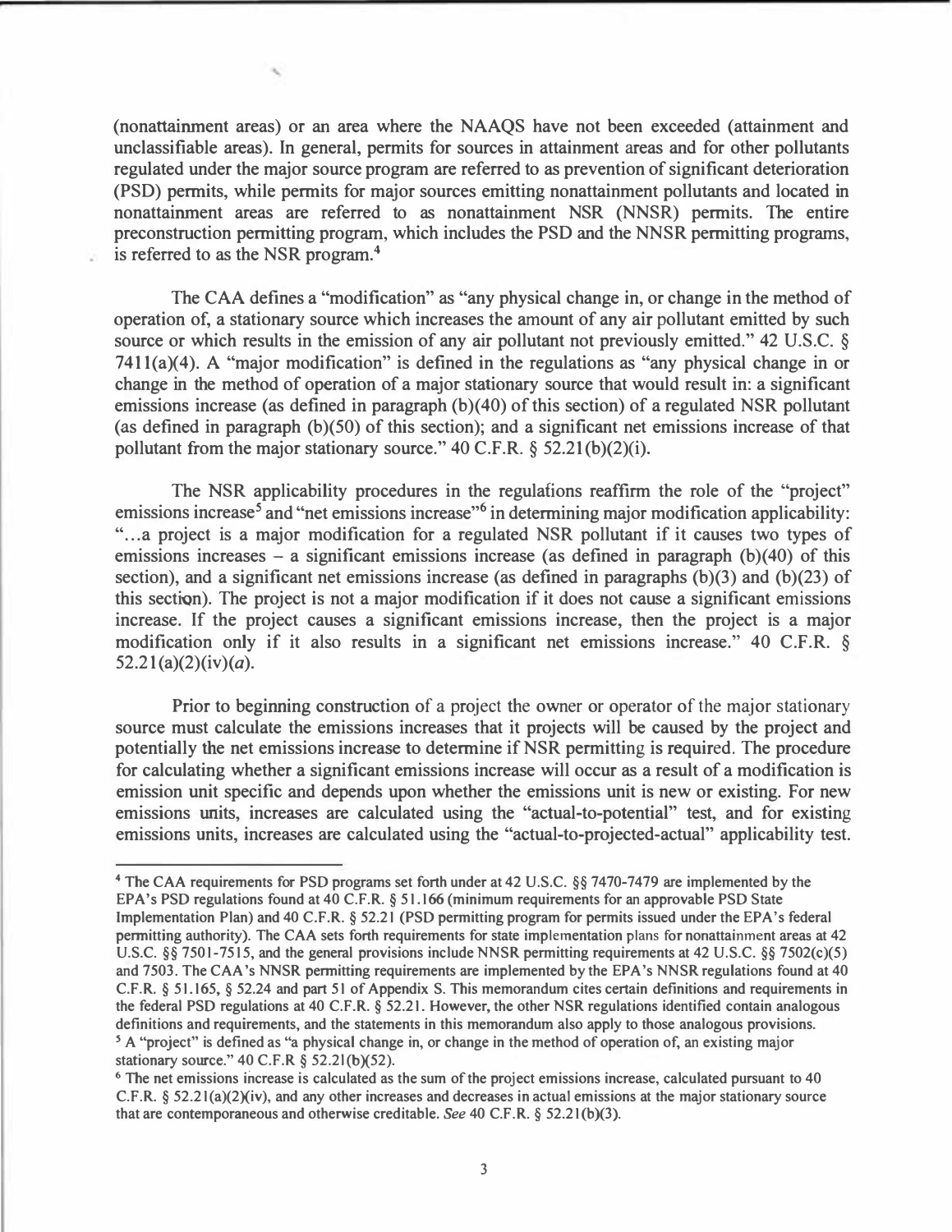(nonattainment areas) or an area where the NAAQS have not been exceeded (attainment and unclassifiable areas). In general, permits for sources in attainment areas and for other pollutants regulated under the major source program are referred to as prevention of significant deterioration (PSD) permits, while permits for major sources emitting nonattainment pollutants and located in nonattainment areas are referred to as nonattainment NSR (NNSR) permits. The entire preconstruction permitting program, which includes the PSD and the NNSR permitting programs, is referred to as the NSR program.[4]

The CAA defines a "modification" as "any physical change in, or change in the method of operation of, a stationary source which increases the amount of any air pollutant emitted by such source or which results in the emission of any air pollutant not previously emitted." 42 U.S.C. § 7411(a)(4). A "major modification" is defined in the regulations as "any physical change in or change in the method of operation of a major stationary source that would result in: a significant emissions increase (as defined in paragraph (b)(40) of this section) of a regulated NSR pollutant (as defined in paragraph (b)(50) of this section); and a significant net emissions increase of that pollutant from the major stationary source." 40 C.F.R. § 52.21(b)(2)(i).

The NSR applicability procedures in the regulations reaffirm the role of the "project" emissions increase[5] and "net emissions increase"[6] in determining major modification applicability: "...a project is a major modification for a regulated NSR pollutant if it causes two types of emissions increases – a significant emissions increase (as defined in paragraph (b)(40) of this section), and a significant net emissions increase (as defined in paragraphs (b)(3) and (b)(23) of this section). The project is not a major modification if it does not cause a significant emissions increase. If the project causes a significant emissions increase, then the project is a major modification only if it also results in a significant net emissions increase." 40 C.F.R. § 52.21(a)(2)(iv)(*a*).

Prior to beginning construction of a project the owner or operator of the major stationary source must calculate the emissions increases that it projects will be caused by the project and potentially the net emissions increase to determine if NSR permitting is required. The procedure for calculating whether a significant emissions increase will occur as a result of a modification is emission unit specific and depends upon whether the emissions unit is new or existing. For new emissions units, increases are calculated using the "actual-to-potential" test, and for existing emissions units, increases are calculated using the "actual-to-projected-actual" applicability test.

---

[4] The CAA requirements for PSD programs set forth under at 42 U.S.C. §§ 7470-7479 are implemented by the EPA's PSD regulations found at 40 C.F.R. § 51.166 (minimum requirements for an approvable PSD State Implementation Plan) and 40 C.F.R. § 52.21 (PSD permitting program for permits issued under the EPA's federal permitting authority). The CAA sets forth requirements for state implementation plans for nonattainment areas at 42 U.S.C. §§ 7501-7515, and the general provisions include NNSR permitting requirements at 42 U.S.C. §§ 7502(c)(5) and 7503. The CAA's NNSR permitting requirements are implemented by the EPA's NNSR regulations found at 40 C.F.R. § 51.165, § 52.24 and part 51 of Appendix S. This memorandum cites certain definitions and requirements in the federal PSD regulations at 40 C.F.R. § 52.21. However, the other NSR regulations identified contain analogous definitions and requirements, and the statements in this memorandum also apply to those analogous provisions.

[5] A "project" is defined as "a physical change in, or change in the method of operation of, an existing major stationary source." 40 C.F.R § 52.21(b)(52).

[6] The net emissions increase is calculated as the sum of the project emissions increase, calculated pursuant to 40 C.F.R. § 52.21(a)(2)(iv), and any other increases and decreases in actual emissions at the major stationary source that are contemporaneous and otherwise creditable. *See* 40 C.F.R. § 52.21(b)(3).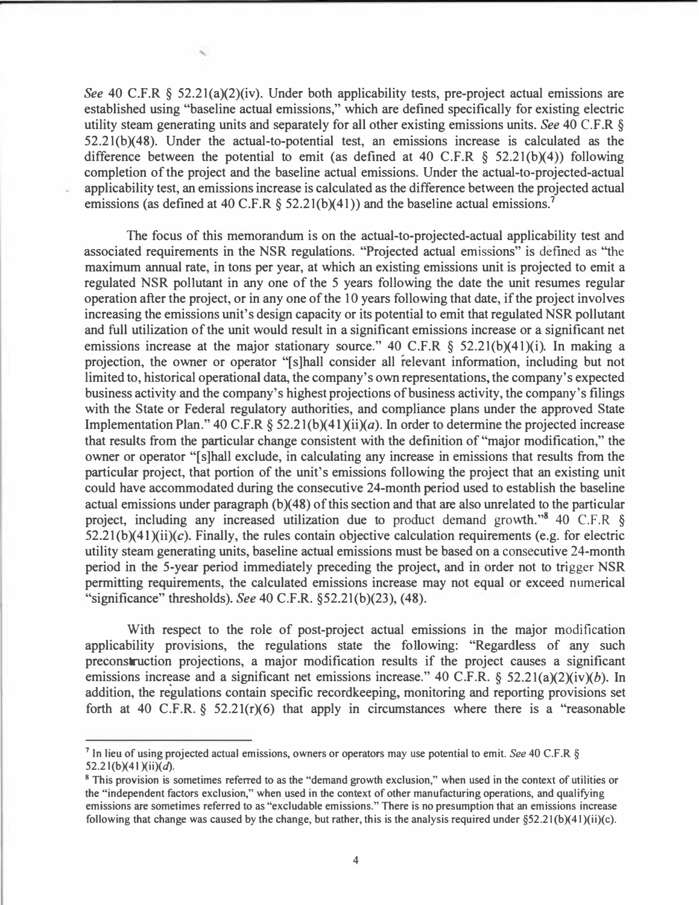*See* 40 C.F.R § 52.21(a)(2)(iv). Under both applicability tests, pre-project actual emissions are established using "baseline actual emissions," which are defined specifically for existing electric utility steam generating units and separately for all other existing emissions units. *See* 40 C.F.R § 52.21(b)(48). Under the actual-to-potential test, an emissions increase is calculated as the difference between the potential to emit (as defined at 40 C.F.R § 52.21(b)(4)) following completion of the project and the baseline actual emissions. Under the actual-to-projected-actual applicability test, an emissions increase is calculated as the difference between the projected actual emissions (as defined at 40 C.F.R § 52.21(b)(41)) and the baseline actual emissions.[7]

The focus of this memorandum is on the actual-to-projected-actual applicability test and associated requirements in the NSR regulations. "Projected actual emissions" is defined as "the maximum annual rate, in tons per year, at which an existing emissions unit is projected to emit a regulated NSR pollutant in any one of the 5 years following the date the unit resumes regular operation after the project, or in any one of the 10 years following that date, if the project involves increasing the emissions unit's design capacity or its potential to emit that regulated NSR pollutant and full utilization of the unit would result in a significant emissions increase or a significant net emissions increase at the major stationary source." 40 C.F.R § 52.21(b)(41)(i). In making a projection, the owner or operator "[s]hall consider all relevant information, including but not limited to, historical operational data, the company's own representations, the company's expected business activity and the company's highest projections of business activity, the company's filings with the State or Federal regulatory authorities, and compliance plans under the approved State Implementation Plan." 40 C.F.R § 52.21(b)(41)(ii)(*a*). In order to determine the projected increase that results from the particular change consistent with the definition of "major modification," the owner or operator "[s]hall exclude, in calculating any increase in emissions that results from the particular project, that portion of the unit's emissions following the project that an existing unit could have accommodated during the consecutive 24-month period used to establish the baseline actual emissions under paragraph (b)(48) of this section and that are also unrelated to the particular project, including any increased utilization due to product demand growth."[8] 40 C.F.R § 52.21(b)(41)(ii)(*c*). Finally, the rules contain objective calculation requirements (e.g. for electric utility steam generating units, baseline actual emissions must be based on a consecutive 24-month period in the 5-year period immediately preceding the project, and in order not to trigger NSR permitting requirements, the calculated emissions increase may not equal or exceed numerical "significance" thresholds). *See* 40 C.F.R. §52.21(b)(23), (48).

With respect to the role of post-project actual emissions in the major modification applicability provisions, the regulations state the following: "Regardless of any such preconstruction projections, a major modification results if the project causes a significant emissions increase and a significant net emissions increase." 40 C.F.R. § 52.21(a)(2)(iv)(*b*). In addition, the regulations contain specific recordkeeping, monitoring and reporting provisions set forth at 40 C.F.R. § 52.21(r)(6) that apply in circumstances where there is a "reasonable

---

[7] In lieu of using projected actual emissions, owners or operators may use potential to emit. *See* 40 C.F.R § 52.21(b)(41)(ii)(*d*).

[8] This provision is sometimes referred to as the "demand growth exclusion," when used in the context of utilities or the "independent factors exclusion," when used in the context of other manufacturing operations, and qualifying emissions are sometimes referred to as "excludable emissions." There is no presumption that an emissions increase following that change was caused by the change, but rather, this is the analysis required under §52.21(b)(41)(ii)(c).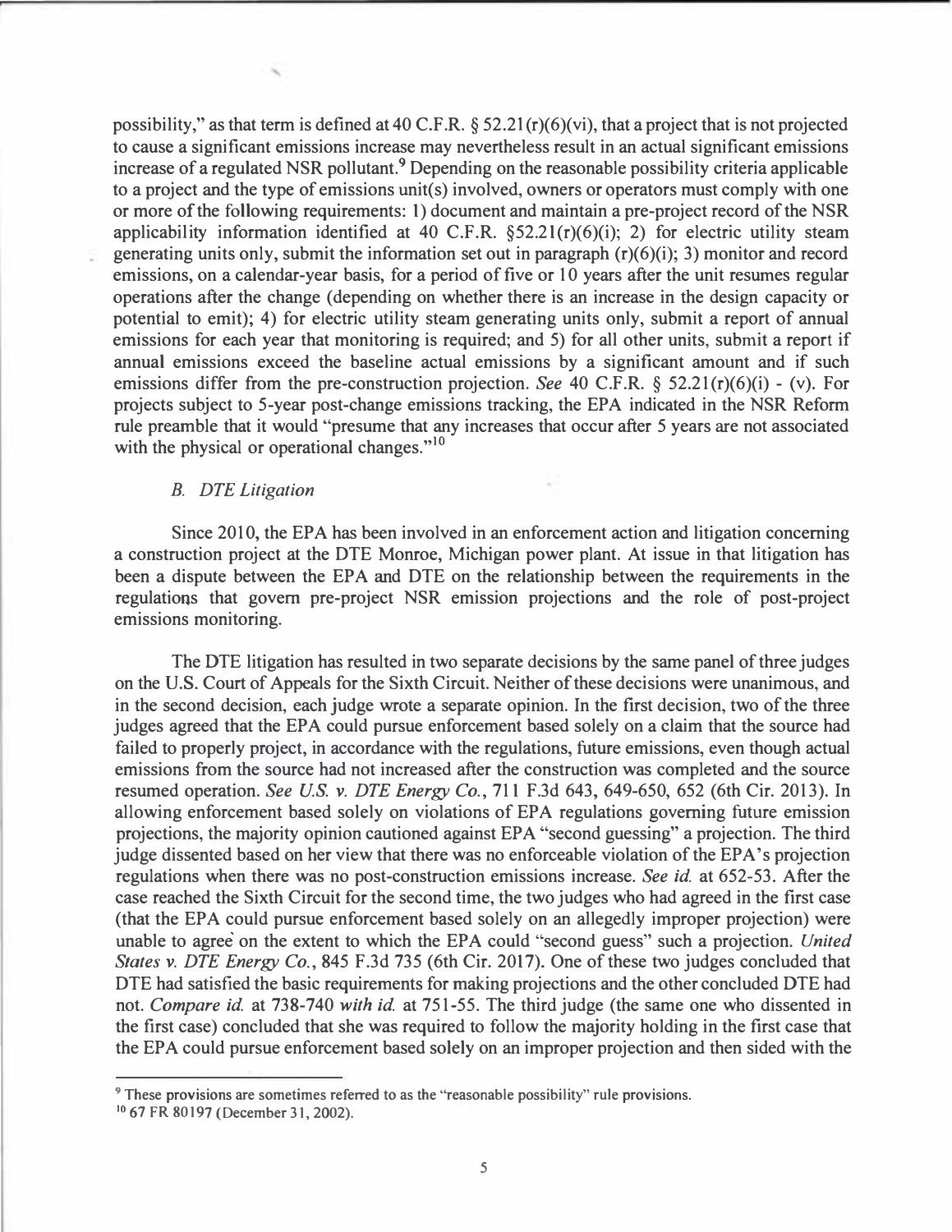possibility," as that term is defined at 40 C.F.R. § 52.21(r)(6)(vi), that a project that is not projected to cause a significant emissions increase may nevertheless result in an actual significant emissions increase of a regulated NSR pollutant.[9] Depending on the reasonable possibility criteria applicable to a project and the type of emissions unit(s) involved, owners or operators must comply with one or more of the following requirements: 1) document and maintain a pre-project record of the NSR applicability information identified at 40 C.F.R. §52.21(r)(6)(i); 2) for electric utility steam generating units only, submit the information set out in paragraph (r)(6)(i); 3) monitor and record emissions, on a calendar-year basis, for a period of five or 10 years after the unit resumes regular operations after the change (depending on whether there is an increase in the design capacity or potential to emit); 4) for electric utility steam generating units only, submit a report of annual emissions for each year that monitoring is required; and 5) for all other units, submit a report if annual emissions exceed the baseline actual emissions by a significant amount and if such emissions differ from the pre-construction projection. *See* 40 C.F.R. § 52.21(r)(6)(i) - (v). For projects subject to 5-year post-change emissions tracking, the EPA indicated in the NSR Reform rule preamble that it would "presume that any increases that occur after 5 years are not associated with the physical or operational changes."[10]

### *B. DTE Litigation*

Since 2010, the EPA has been involved in an enforcement action and litigation concerning a construction project at the DTE Monroe, Michigan power plant. At issue in that litigation has been a dispute between the EPA and DTE on the relationship between the requirements in the regulations that govern pre-project NSR emission projections and the role of post-project emissions monitoring.

The DTE litigation has resulted in two separate decisions by the same panel of three judges on the U.S. Court of Appeals for the Sixth Circuit. Neither of these decisions were unanimous, and in the second decision, each judge wrote a separate opinion. In the first decision, two of the three judges agreed that the EPA could pursue enforcement based solely on a claim that the source had failed to properly project, in accordance with the regulations, future emissions, even though actual emissions from the source had not increased after the construction was completed and the source resumed operation. *See U.S. v. DTE Energy Co.*, 711 F.3d 643, 649-650, 652 (6th Cir. 2013). In allowing enforcement based solely on violations of EPA regulations governing future emission projections, the majority opinion cautioned against EPA "second guessing" a projection. The third judge dissented based on her view that there was no enforceable violation of the EPA's projection regulations when there was no post-construction emissions increase. *See id.* at 652-53. After the case reached the Sixth Circuit for the second time, the two judges who had agreed in the first case (that the EPA could pursue enforcement based solely on an allegedly improper projection) were unable to agree on the extent to which the EPA could "second guess" such a projection. *United States v. DTE Energy Co.*, 845 F.3d 735 (6th Cir. 2017). One of these two judges concluded that DTE had satisfied the basic requirements for making projections and the other concluded DTE had not. *Compare id.* at 738-740 *with id.* at 751-55. The third judge (the same one who dissented in the first case) concluded that she was required to follow the majority holding in the first case that the EPA could pursue enforcement based solely on an improper projection and then sided with the

---

[9] These provisions are sometimes referred to as the "reasonable possibility" rule provisions.

[10] 67 FR 80197 (December 31, 2002).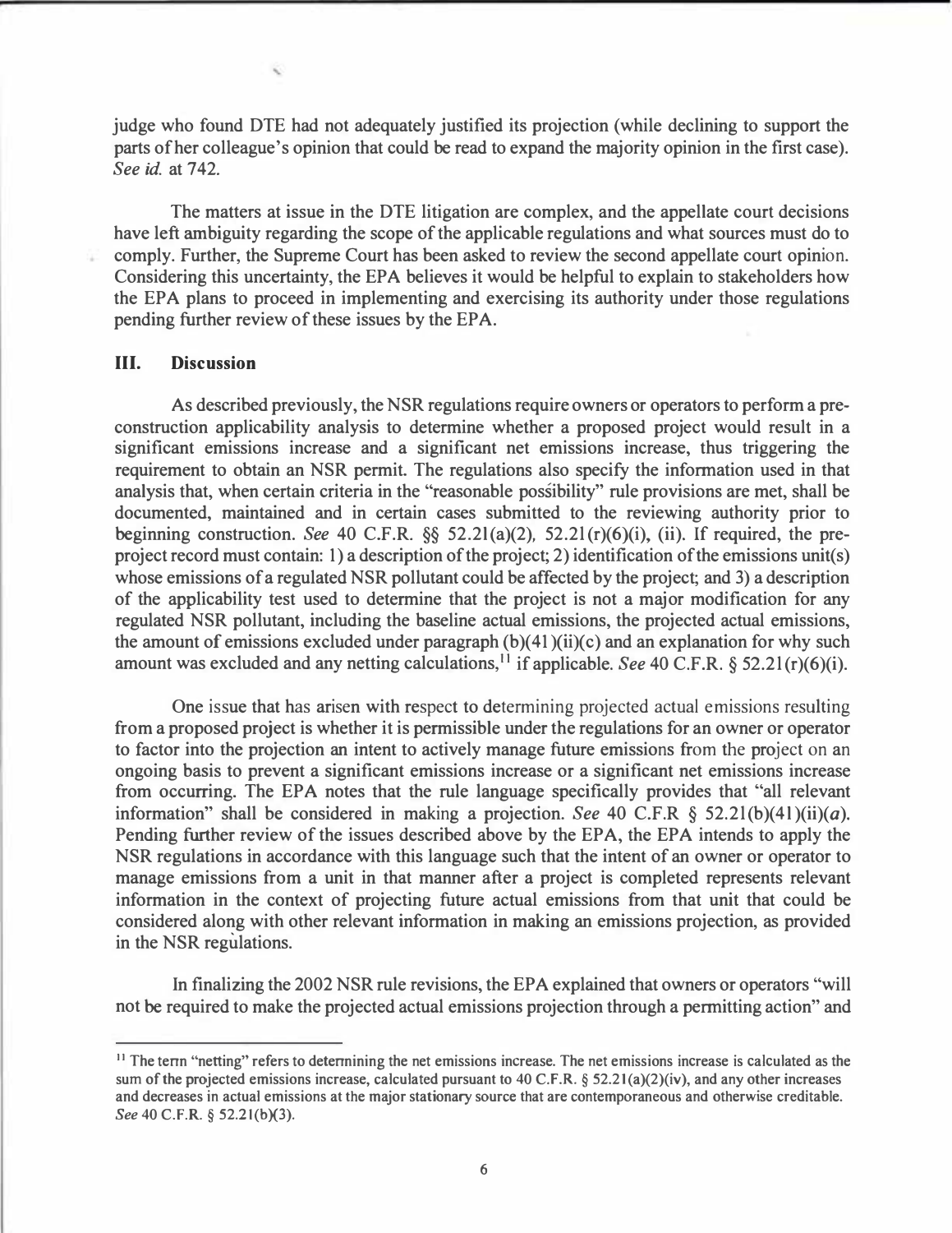judge who found DTE had not adequately justified its projection (while declining to support the parts of her colleague's opinion that could be read to expand the majority opinion in the first case). *See id.* at 742.

The matters at issue in the DTE litigation are complex, and the appellate court decisions have left ambiguity regarding the scope of the applicable regulations and what sources must do to comply. Further, the Supreme Court has been asked to review the second appellate court opinion. Considering this uncertainty, the EPA believes it would be helpful to explain to stakeholders how the EPA plans to proceed in implementing and exercising its authority under those regulations pending further review of these issues by the EPA.

## III. Discussion

As described previously, the NSR regulations require owners or operators to perform a pre-construction applicability analysis to determine whether a proposed project would result in a significant emissions increase and a significant net emissions increase, thus triggering the requirement to obtain an NSR permit. The regulations also specify the information used in that analysis that, when certain criteria in the "reasonable possibility" rule provisions are met, shall be documented, maintained and in certain cases submitted to the reviewing authority prior to beginning construction. *See* 40 C.F.R. §§ 52.21(a)(2), 52.21(r)(6)(i), (ii). If required, the pre-project record must contain: 1) a description of the project; 2) identification of the emissions unit(s) whose emissions of a regulated NSR pollutant could be affected by the project; and 3) a description of the applicability test used to determine that the project is not a major modification for any regulated NSR pollutant, including the baseline actual emissions, the projected actual emissions, the amount of emissions excluded under paragraph (b)(41)(ii)(c) and an explanation for why such amount was excluded and any netting calculations,[11] if applicable. *See* 40 C.F.R. § 52.21(r)(6)(i).

One issue that has arisen with respect to determining projected actual emissions resulting from a proposed project is whether it is permissible under the regulations for an owner or operator to factor into the projection an intent to actively manage future emissions from the project on an ongoing basis to prevent a significant emissions increase or a significant net emissions increase from occurring. The EPA notes that the rule language specifically provides that "all relevant information" shall be considered in making a projection. *See* 40 C.F.R § 52.21(b)(41)(ii)(*a*). Pending further review of the issues described above by the EPA, the EPA intends to apply the NSR regulations in accordance with this language such that the intent of an owner or operator to manage emissions from a unit in that manner after a project is completed represents relevant information in the context of projecting future actual emissions from that unit that could be considered along with other relevant information in making an emissions projection, as provided in the NSR regulations.

In finalizing the 2002 NSR rule revisions, the EPA explained that owners or operators "will not be required to make the projected actual emissions projection through a permitting action" and

---

[11] The term "netting" refers to determining the net emissions increase. The net emissions increase is calculated as the sum of the projected emissions increase, calculated pursuant to 40 C.F.R. § 52.21(a)(2)(iv), and any other increases and decreases in actual emissions at the major stationary source that are contemporaneous and otherwise creditable. *See* 40 C.F.R. § 52.21(b)(3).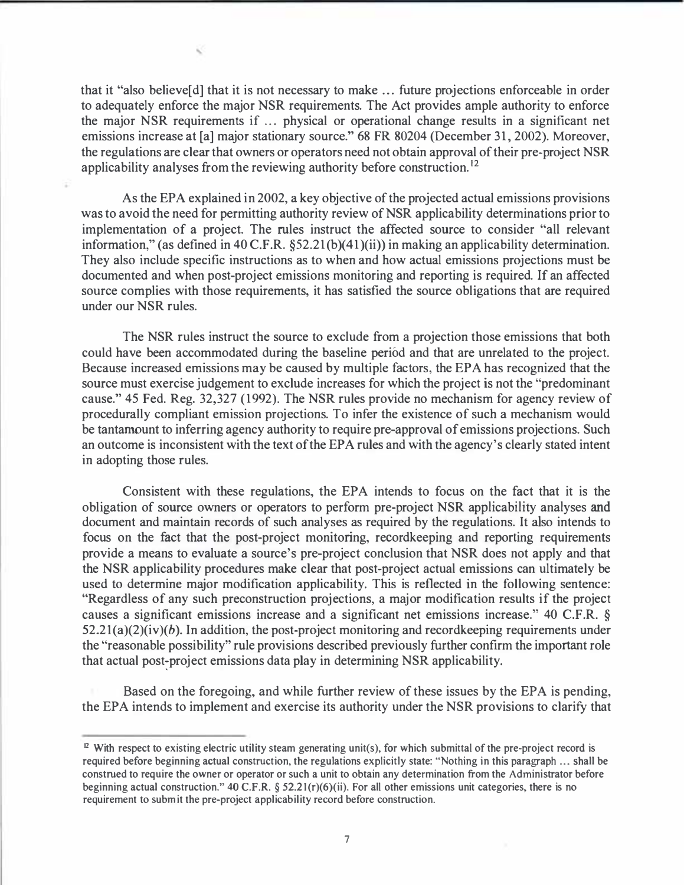that it "also believe[d] that it is not necessary to make … future projections enforceable in order to adequately enforce the major NSR requirements. The Act provides ample authority to enforce the major NSR requirements if … physical or operational change results in a significant net emissions increase at [a] major stationary source." 68 FR 80204 (December 31, 2002). Moreover, the regulations are clear that owners or operators need not obtain approval of their pre-project NSR applicability analyses from the reviewing authority before construction.[12]

As the EPA explained in 2002, a key objective of the projected actual emissions provisions was to avoid the need for permitting authority review of NSR applicability determinations prior to implementation of a project. The rules instruct the affected source to consider "all relevant information," (as defined in 40 C.F.R. §52.21(b)(41)(ii)) in making an applicability determination. They also include specific instructions as to when and how actual emissions projections must be documented and when post-project emissions monitoring and reporting is required. If an affected source complies with those requirements, it has satisfied the source obligations that are required under our NSR rules.

The NSR rules instruct the source to exclude from a projection those emissions that both could have been accommodated during the baseline period and that are unrelated to the project. Because increased emissions may be caused by multiple factors, the EPA has recognized that the source must exercise judgement to exclude increases for which the project is not the "predominant cause." 45 Fed. Reg. 32,327 (1992). The NSR rules provide no mechanism for agency review of procedurally compliant emission projections. To infer the existence of such a mechanism would be tantamount to inferring agency authority to require pre-approval of emissions projections. Such an outcome is inconsistent with the text of the EPA rules and with the agency's clearly stated intent in adopting those rules.

Consistent with these regulations, the EPA intends to focus on the fact that it is the obligation of source owners or operators to perform pre-project NSR applicability analyses and document and maintain records of such analyses as required by the regulations. It also intends to focus on the fact that the post-project monitoring, recordkeeping and reporting requirements provide a means to evaluate a source's pre-project conclusion that NSR does not apply and that the NSR applicability procedures make clear that post-project actual emissions can ultimately be used to determine major modification applicability. This is reflected in the following sentence: "Regardless of any such preconstruction projections, a major modification results if the project causes a significant emissions increase and a significant net emissions increase." 40 C.F.R. § 52.21(a)(2)(iv)(*b*). In addition, the post-project monitoring and recordkeeping requirements under the "reasonable possibility" rule provisions described previously further confirm the important role that actual post-project emissions data play in determining NSR applicability.

Based on the foregoing, and while further review of these issues by the EPA is pending, the EPA intends to implement and exercise its authority under the NSR provisions to clarify that

---

[12] With respect to existing electric utility steam generating unit(s), for which submittal of the pre-project record is required before beginning actual construction, the regulations explicitly state: "Nothing in this paragraph … shall be construed to require the owner or operator or such a unit to obtain any determination from the Administrator before beginning actual construction." 40 C.F.R. § 52.21(r)(6)(ii). For all other emissions unit categories, there is no requirement to submit the pre-project applicability record before construction.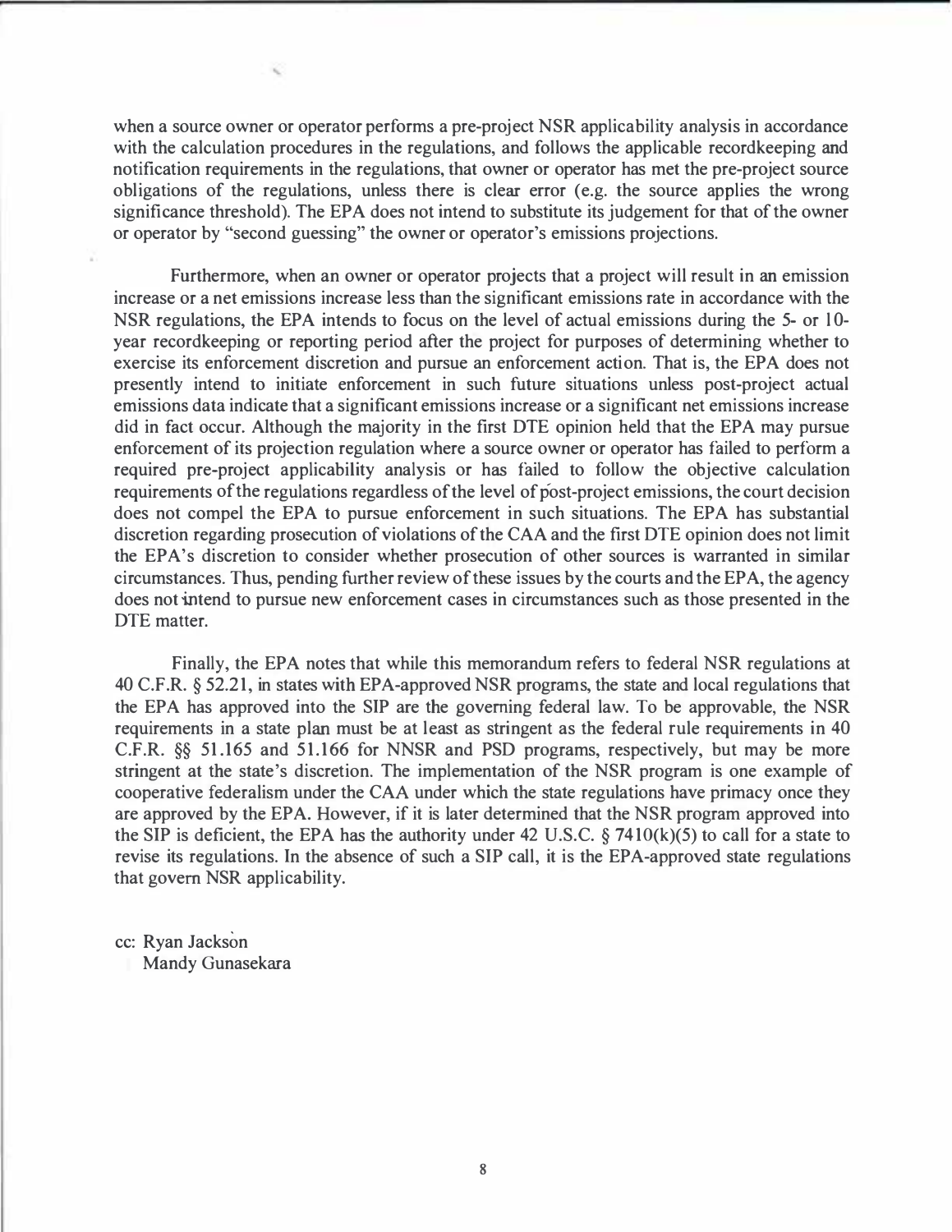when a source owner or operator performs a pre-project NSR applicability analysis in accordance with the calculation procedures in the regulations, and follows the applicable recordkeeping and notification requirements in the regulations, that owner or operator has met the pre-project source obligations of the regulations, unless there is clear error (e.g. the source applies the wrong significance threshold). The EPA does not intend to substitute its judgement for that of the owner or operator by "second guessing" the owner or operator's emissions projections.

Furthermore, when an owner or operator projects that a project will result in an emission increase or a net emissions increase less than the significant emissions rate in accordance with the NSR regulations, the EPA intends to focus on the level of actual emissions during the 5- or 10-year recordkeeping or reporting period after the project for purposes of determining whether to exercise its enforcement discretion and pursue an enforcement action. That is, the EPA does not presently intend to initiate enforcement in such future situations unless post-project actual emissions data indicate that a significant emissions increase or a significant net emissions increase did in fact occur. Although the majority in the first DTE opinion held that the EPA may pursue enforcement of its projection regulation where a source owner or operator has failed to perform a required pre-project applicability analysis or has failed to follow the objective calculation requirements of the regulations regardless of the level of post-project emissions, the court decision does not compel the EPA to pursue enforcement in such situations. The EPA has substantial discretion regarding prosecution of violations of the CAA and the first DTE opinion does not limit the EPA's discretion to consider whether prosecution of other sources is warranted in similar circumstances. Thus, pending further review of these issues by the courts and the EPA, the agency does not intend to pursue new enforcement cases in circumstances such as those presented in the DTE matter.

Finally, the EPA notes that while this memorandum refers to federal NSR regulations at 40 C.F.R. § 52.21, in states with EPA-approved NSR programs, the state and local regulations that the EPA has approved into the SIP are the governing federal law. To be approvable, the NSR requirements in a state plan must be at least as stringent as the federal rule requirements in 40 C.F.R. §§ 51.165 and 51.166 for NNSR and PSD programs, respectively, but may be more stringent at the state's discretion. The implementation of the NSR program is one example of cooperative federalism under the CAA under which the state regulations have primacy once they are approved by the EPA. However, if it is later determined that the NSR program approved into the SIP is deficient, the EPA has the authority under 42 U.S.C. § 7410(k)(5) to call for a state to revise its regulations. In the absence of such a SIP call, it is the EPA-approved state regulations that govern NSR applicability.

cc: Ryan Jackson
Mandy Gunasekara